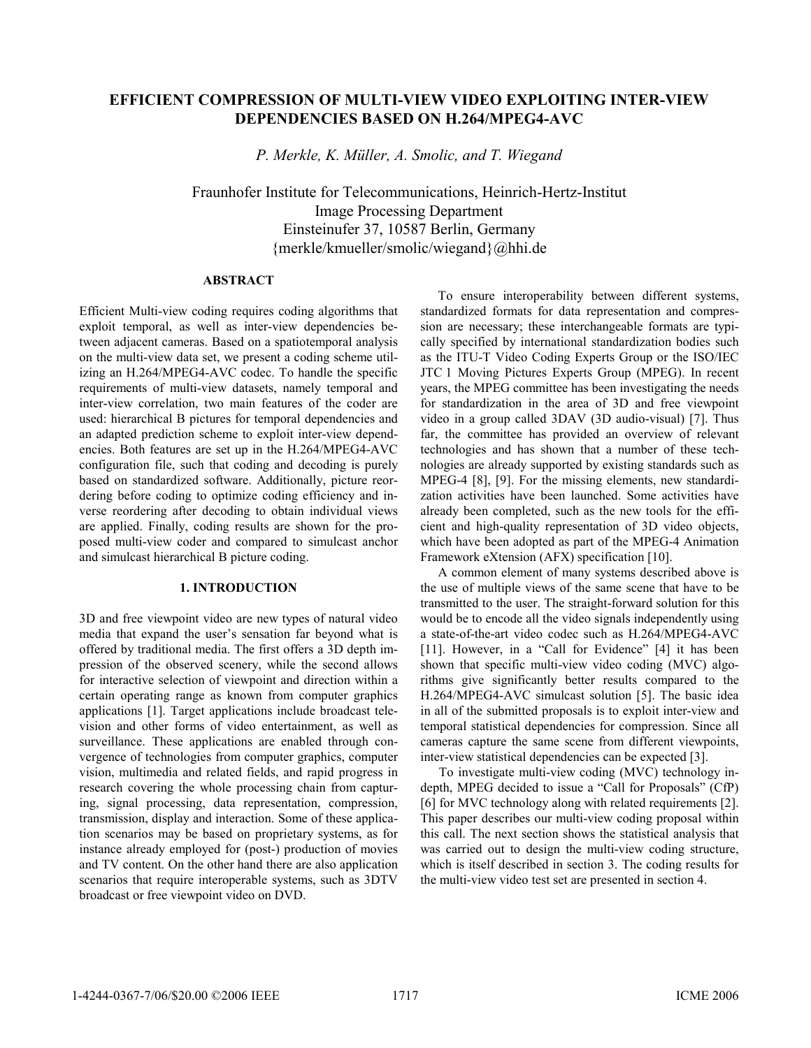# EFFICIENT COMPRESSION OF MULTI-VIEW VIDEO EXPLOITING INTER-VIEW DEPENDENCIES BASED ON H.264/MPEG4-AVC

*P. Merkle, K. Müller, A. Smolic, and T. Wiegand*

Fraunhofer Institute for Telecommunications, Heinrich-Hertz-Institut
Image Processing Department
Einsteinufer 37, 10587 Berlin, Germany
{merkle/kmueller/smolic/wiegand}@hhi.de

## ABSTRACT

Efficient Multi-view coding requires coding algorithms that exploit temporal, as well as inter-view dependencies between adjacent cameras. Based on a spatiotemporal analysis on the multi-view data set, we present a coding scheme utilizing an H.264/MPEG4-AVC codec. To handle the specific requirements of multi-view datasets, namely temporal and inter-view correlation, two main features of the coder are used: hierarchical B pictures for temporal dependencies and an adapted prediction scheme to exploit inter-view dependencies. Both features are set up in the H.264/MPEG4-AVC configuration file, such that coding and decoding is purely based on standardized software. Additionally, picture reordering before coding to optimize coding efficiency and inverse reordering after decoding to obtain individual views are applied. Finally, coding results are shown for the proposed multi-view coder and compared to simulcast anchor and simulcast hierarchical B picture coding.

## 1. INTRODUCTION

3D and free viewpoint video are new types of natural video media that expand the user's sensation far beyond what is offered by traditional media. The first offers a 3D depth impression of the observed scenery, while the second allows for interactive selection of viewpoint and direction within a certain operating range as known from computer graphics applications [1]. Target applications include broadcast television and other forms of video entertainment, as well as surveillance. These applications are enabled through convergence of technologies from computer graphics, computer vision, multimedia and related fields, and rapid progress in research covering the whole processing chain from capturing, signal processing, data representation, compression, transmission, display and interaction. Some of these application scenarios may be based on proprietary systems, as for instance already employed for (post-) production of movies and TV content. On the other hand there are also application scenarios that require interoperable systems, such as 3DTV broadcast or free viewpoint video on DVD.

To ensure interoperability between different systems, standardized formats for data representation and compression are necessary; these interchangeable formats are typically specified by international standardization bodies such as the ITU-T Video Coding Experts Group or the ISO/IEC JTC 1 Moving Pictures Experts Group (MPEG). In recent years, the MPEG committee has been investigating the needs for standardization in the area of 3D and free viewpoint video in a group called 3DAV (3D audio-visual) [7]. Thus far, the committee has provided an overview of relevant technologies and has shown that a number of these technologies are already supported by existing standards such as MPEG-4 [8], [9]. For the missing elements, new standardization activities have been launched. Some activities have already been completed, such as the new tools for the efficient and high-quality representation of 3D video objects, which have been adopted as part of the MPEG-4 Animation Framework eXtension (AFX) specification [10].

A common element of many systems described above is the use of multiple views of the same scene that have to be transmitted to the user. The straight-forward solution for this would be to encode all the video signals independently using a state-of-the-art video codec such as H.264/MPEG4-AVC [11]. However, in a "Call for Evidence" [4] it has been shown that specific multi-view video coding (MVC) algorithms give significantly better results compared to the H.264/MPEG4-AVC simulcast solution [5]. The basic idea in all of the submitted proposals is to exploit inter-view and temporal statistical dependencies for compression. Since all cameras capture the same scene from different viewpoints, inter-view statistical dependencies can be expected [3].

To investigate multi-view coding (MVC) technology in-depth, MPEG decided to issue a "Call for Proposals" (CfP) [6] for MVC technology along with related requirements [2]. This paper describes our multi-view coding proposal within this call. The next section shows the statistical analysis that was carried out to design the multi-view coding structure, which is itself described in section 3. The coding results for the multi-view video test set are presented in section 4.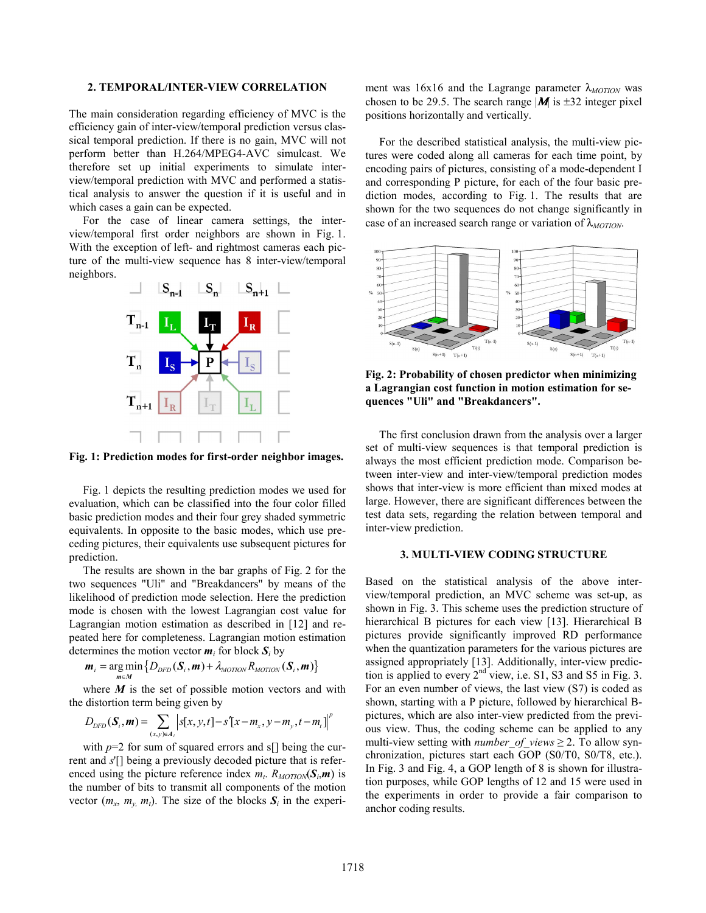## 2. TEMPORAL/INTER-VIEW CORRELATION

The main consideration regarding efficiency of MVC is the efficiency gain of inter-view/temporal prediction versus classical temporal prediction. If there is no gain, MVC will not perform better than H.264/MPEG4-AVC simulcast. We therefore set up initial experiments to simulate inter-view/temporal prediction with MVC and performed a statistical analysis to answer the question if it is useful and in which cases a gain can be expected.

For the case of linear camera settings, the inter-view/temporal first order neighbors are shown in Fig. 1. With the exception of left- and rightmost cameras each picture of the multi-view sequence has 8 inter-view/temporal neighbors.

**Fig. 1: Prediction modes for first-order neighbor images.**

Fig. 1 depicts the resulting prediction modes we used for evaluation, which can be classified into the four color filled basic prediction modes and their four grey shaded symmetric equivalents. In opposite to the basic modes, which use preceding pictures, their equivalents use subsequent pictures for prediction.

The results are shown in the bar graphs of Fig. 2 for the two sequences "Uli" and "Breakdancers" by means of the likelihood of prediction mode selection. Here the prediction mode is chosen with the lowest Lagrangian cost value for Lagrangian motion estimation as described in [12] and repeated here for completeness. Lagrangian motion estimation determines the motion vector $\boldsymbol{m}_i$ for block $\boldsymbol{S}_i$ by

$$\boldsymbol{m}_i = \arg\min_{\boldsymbol{m}\in\boldsymbol{M}} \left\{ D_{DFD}(\boldsymbol{S}_i,\boldsymbol{m}) + \lambda_{MOTION} R_{MOTION}(\boldsymbol{S}_i,\boldsymbol{m}) \right\}$$

where $\boldsymbol{M}$ is the set of possible motion vectors and with the distortion term being given by

$$D_{DFD}(\boldsymbol{S}_i,\boldsymbol{m}) = \sum_{(x,y)\in\boldsymbol{A}_i} \left| s[x,y,t] - s'[x-m_x, y-m_y, t-m_t] \right|^p$$

with $p$=2 for sum of squared errors and s[] being the current and $s'$[] being a previously decoded picture that is referenced using the picture reference index $m_t$. $R_{MOTION}(\boldsymbol{S}_i,\boldsymbol{m})$ is the number of bits to transmit all components of the motion vector ($m_x$, $m_y$, $m_t$). The size of the blocks $\boldsymbol{S}_i$ in the experiment was 16x16 and the Lagrange parameter $\lambda_{MOTION}$ was chosen to be 29.5. The search range $|\boldsymbol{M}|$ is ±32 integer pixel positions horizontally and vertically.

For the described statistical analysis, the multi-view pictures were coded along all cameras for each time point, by encoding pairs of pictures, consisting of a mode-dependent I and corresponding P picture, for each of the four basic prediction modes, according to Fig. 1. The results that are shown for the two sequences do not change significantly in case of an increased search range or variation of $\lambda_{MOTION}$.

**Fig. 2: Probability of chosen predictor when minimizing a Lagrangian cost function in motion estimation for sequences "Uli" and "Breakdancers".**

The first conclusion drawn from the analysis over a larger set of multi-view sequences is that temporal prediction is always the most efficient prediction mode. Comparison between inter-view and inter-view/temporal prediction modes shows that inter-view is more efficient than mixed modes at large. However, there are significant differences between the test data sets, regarding the relation between temporal and inter-view prediction.

## 3. MULTI-VIEW CODING STRUCTURE

Based on the statistical analysis of the above inter-view/temporal prediction, an MVC scheme was set-up, as shown in Fig. 3. This scheme uses the prediction structure of hierarchical B pictures for each view [13]. Hierarchical B pictures provide significantly improved RD performance when the quantization parameters for the various pictures are assigned appropriately [13]. Additionally, inter-view prediction is applied to every 2nd view, i.e. S1, S3 and S5 in Fig. 3. For an even number of views, the last view (S7) is coded as shown, starting with a P picture, followed by hierarchical B-pictures, which are also inter-view predicted from the previous view. Thus, the coding scheme can be applied to any multi-view setting with *number_of_views* ≥ 2. To allow synchronization, pictures start each GOP (S0/T0, S0/T8, etc.). In Fig. 3 and Fig. 4, a GOP length of 8 is shown for illustration purposes, while GOP lengths of 12 and 15 were used in the experiments in order to provide a fair comparison to anchor coding results.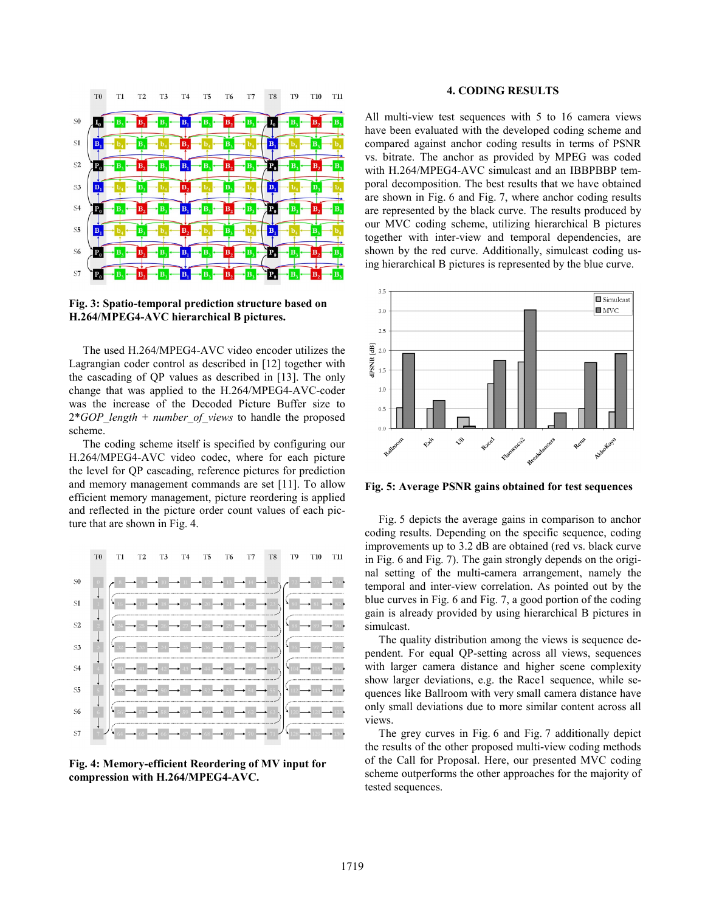**Fig. 3: Spatio-temporal prediction structure based on H.264/MPEG4-AVC hierarchical B pictures.**

The used H.264/MPEG4-AVC video encoder utilizes the Lagrangian coder control as described in [12] together with the cascading of QP values as described in [13]. The only change that was applied to the H.264/MPEG4-AVC-coder was the increase of the Decoded Picture Buffer size to 2*GOP_length + number_of_views to handle the proposed scheme.

The coding scheme itself is specified by configuring our H.264/MPEG4-AVC video codec, where for each picture the level for QP cascading, reference pictures for prediction and memory management commands are set [11]. To allow efficient memory management, picture reordering is applied and reflected in the picture order count values of each picture that are shown in Fig. 4.

**Fig. 4: Memory-efficient Reordering of MV input for compression with H.264/MPEG4-AVC.**

## 4. CODING RESULTS

All multi-view test sequences with 5 to 16 camera views have been evaluated with the developed coding scheme and compared against anchor coding results in terms of PSNR vs. bitrate. The anchor as provided by MPEG was coded with H.264/MPEG4-AVC simulcast and an IBBPBBP temporal decomposition. The best results that we have obtained are shown in Fig. 6 and Fig. 7, where anchor coding results are represented by the black curve. The results produced by our MVC coding scheme, utilizing hierarchical B pictures together with inter-view and temporal dependencies, are shown by the red curve. Additionally, simulcast coding using hierarchical B pictures is represented by the blue curve.

**Fig. 5: Average PSNR gains obtained for test sequences**

Fig. 5 depicts the average gains in comparison to anchor coding results. Depending on the specific sequence, coding improvements up to 3.2 dB are obtained (red vs. black curve in Fig. 6 and Fig. 7). The gain strongly depends on the original setting of the multi-camera arrangement, namely the temporal and inter-view correlation. As pointed out by the blue curves in Fig. 6 and Fig. 7, a good portion of the coding gain is already provided by using hierarchical B pictures in simulcast.

The quality distribution among the views is sequence dependent. For equal QP-setting across all views, sequences with larger camera distance and higher scene complexity show larger deviations, e.g. the Race1 sequence, while sequences like Ballroom with very small camera distance have only small deviations due to more similar content across all views.

The grey curves in Fig. 6 and Fig. 7 additionally depict the results of the other proposed multi-view coding methods of the Call for Proposal. Here, our presented MVC coding scheme outperforms the other approaches for the majority of tested sequences.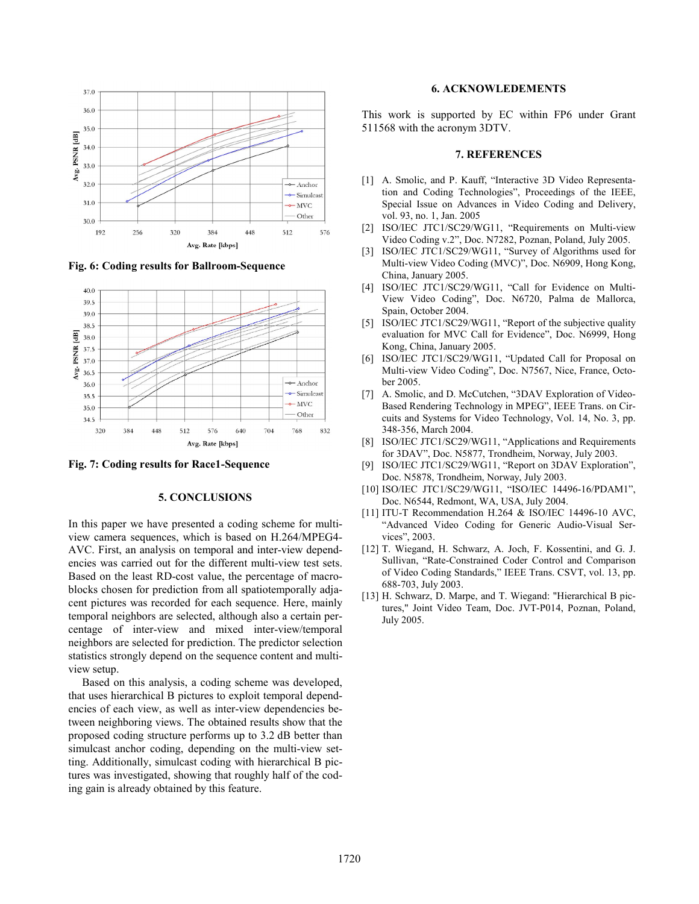37.0
36.0
35.0
34.0
33.0
32.0
31.0
30.0

Avg. PSNR [dB]

192 256 320 384 448 512 576

Avg. Rate [kbps]

Anchor
Simulcast
MVC
Other

**Fig. 6: Coding results for Ballroom-Sequence**

40.0
39.5
39.0
38.5
38.0
37.5
37.0
36.5
36.0
35.5
35.0
34.5

Avg. PSNR [dB]

320 384 448 512 576 640 704 768 832

Avg. Rate [kbps]

Anchor
Simulcast
MVC
Other

**Fig. 7: Coding results for Race1-Sequence**

## 5. CONCLUSIONS

In this paper we have presented a coding scheme for multi-view camera sequences, which is based on H.264/MPEG4-AVC. First, an analysis on temporal and inter-view dependencies was carried out for the different multi-view test sets. Based on the least RD-cost value, the percentage of macroblocks chosen for prediction from all spatiotemporally adjacent pictures was recorded for each sequence. Here, mainly temporal neighbors are selected, although also a certain percentage of inter-view and mixed inter-view/temporal neighbors are selected for prediction. The predictor selection statistics strongly depend on the sequence content and multi-view setup.

Based on this analysis, a coding scheme was developed, that uses hierarchical B pictures to exploit temporal dependencies of each view, as well as inter-view dependencies between neighboring views. The obtained results show that the proposed coding structure performs up to 3.2 dB better than simulcast anchor coding, depending on the multi-view setting. Additionally, simulcast coding with hierarchical B pictures was investigated, showing that roughly half of the coding gain is already obtained by this feature.

## 6. ACKNOWLEDEMENTS

This work is supported by EC within FP6 under Grant 511568 with the acronym 3DTV.

## 7. REFERENCES

[1] A. Smolic, and P. Kauff, "Interactive 3D Video Representation and Coding Technologies", Proceedings of the IEEE, Special Issue on Advances in Video Coding and Delivery, vol. 93, no. 1, Jan. 2005

[2] ISO/IEC JTC1/SC29/WG11, "Requirements on Multi-view Video Coding v.2", Doc. N7282, Poznan, Poland, July 2005.

[3] ISO/IEC JTC1/SC29/WG11, "Survey of Algorithms used for Multi-view Video Coding (MVC)", Doc. N6909, Hong Kong, China, January 2005.

[4] ISO/IEC JTC1/SC29/WG11, "Call for Evidence on Multi-View Video Coding", Doc. N6720, Palma de Mallorca, Spain, October 2004.

[5] ISO/IEC JTC1/SC29/WG11, "Report of the subjective quality evaluation for MVC Call for Evidence", Doc. N6999, Hong Kong, China, January 2005.

[6] ISO/IEC JTC1/SC29/WG11, "Updated Call for Proposal on Multi-view Video Coding", Doc. N7567, Nice, France, October 2005.

[7] A. Smolic, and D. McCutchen, "3DAV Exploration of Video-Based Rendering Technology in MPEG", IEEE Trans. on Circuits and Systems for Video Technology, Vol. 14, No. 3, pp. 348-356, March 2004.

[8] ISO/IEC JTC1/SC29/WG11, "Applications and Requirements for 3DAV", Doc. N5877, Trondheim, Norway, July 2003.

[9] ISO/IEC JTC1/SC29/WG11, "Report on 3DAV Exploration", Doc. N5878, Trondheim, Norway, July 2003.

[10] ISO/IEC JTC1/SC29/WG11, "ISO/IEC 14496-16/PDAM1", Doc. N6544, Redmont, WA, USA, July 2004.

[11] ITU-T Recommendation H.264 & ISO/IEC 14496-10 AVC, "Advanced Video Coding for Generic Audio-Visual Services", 2003.

[12] T. Wiegand, H. Schwarz, A. Joch, F. Kossentini, and G. J. Sullivan, "Rate-Constrained Coder Control and Comparison of Video Coding Standards," IEEE Trans. CSVT, vol. 13, pp. 688-703, July 2003.

[13] H. Schwarz, D. Marpe, and T. Wiegand: "Hierarchical B pictures," Joint Video Team, Doc. JVT-P014, Poznan, Poland, July 2005.